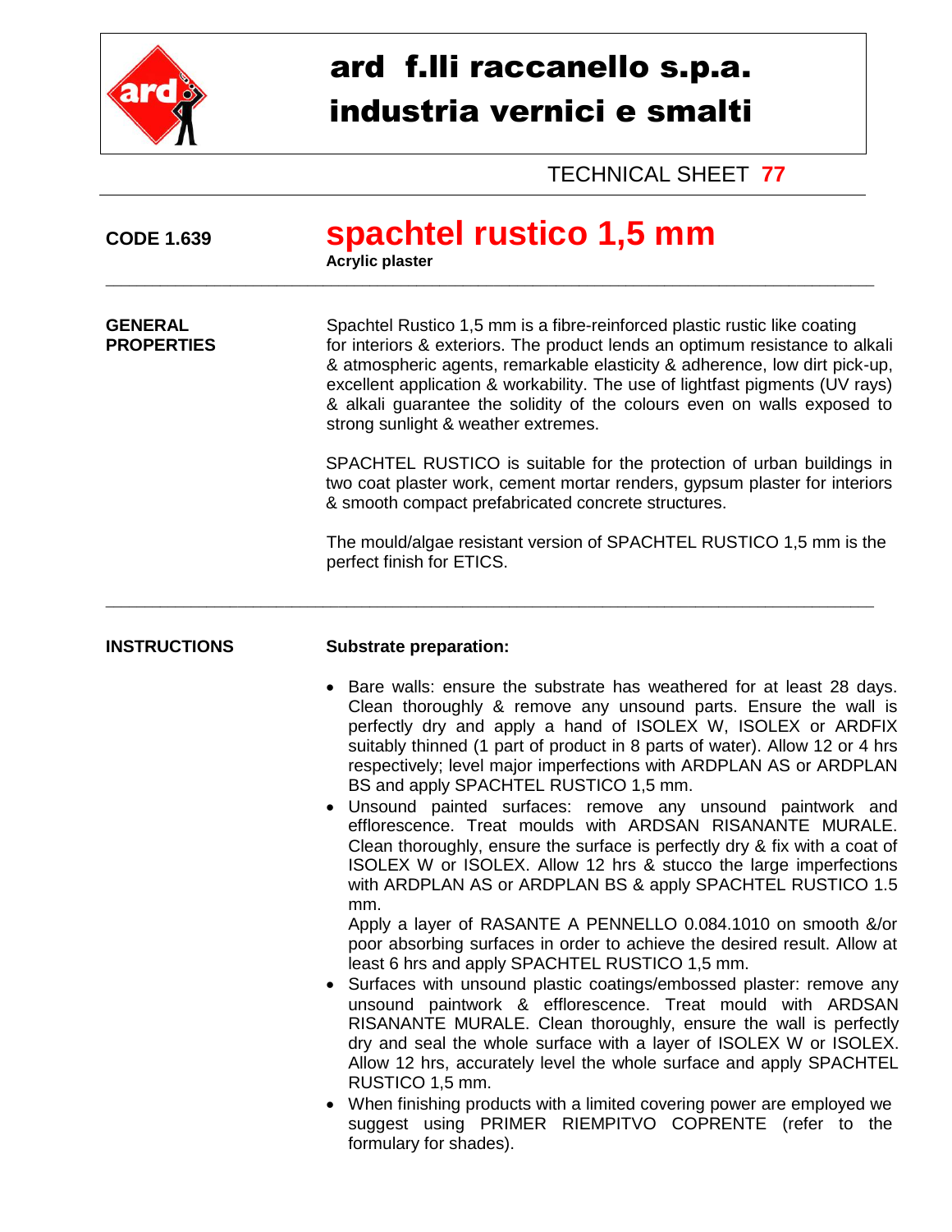# ard f.lli raccanello s.p.a.
# industria vernici e smalti

TECHNICAL SHEET **77**

**CODE 1.639**

# spachtel rustico 1,5 mm

**Acrylic plaster**

---

## GENERAL PROPERTIES

Spachtel Rustico 1,5 mm is a fibre-reinforced plastic rustic like coating for interiors & exteriors. The product lends an optimum resistance to alkali & atmospheric agents, remarkable elasticity & adherence, low dirt pick-up, excellent application & workability. The use of lightfast pigments (UV rays) & alkali guarantee the solidity of the colours even on walls exposed to strong sunlight & weather extremes.

SPACHTEL RUSTICO is suitable for the protection of urban buildings in two coat plaster work, cement mortar renders, gypsum plaster for interiors & smooth compact prefabricated concrete structures.

The mould/algae resistant version of SPACHTEL RUSTICO 1,5 mm is the perfect finish for ETICS.

---

## INSTRUCTIONS

**Substrate preparation:**

- Bare walls: ensure the substrate has weathered for at least 28 days. Clean thoroughly & remove any unsound parts. Ensure the wall is perfectly dry and apply a hand of ISOLEX W, ISOLEX or ARDFIX suitably thinned (1 part of product in 8 parts of water). Allow 12 or 4 hrs respectively; level major imperfections with ARDPLAN AS or ARDPLAN BS and apply SPACHTEL RUSTICO 1,5 mm.
- Unsound painted surfaces: remove any unsound paintwork and efflorescence. Treat moulds with ARDSAN RISANANTE MURALE. Clean thoroughly, ensure the surface is perfectly dry & fix with a coat of ISOLEX W or ISOLEX. Allow 12 hrs & stucco the large imperfections with ARDPLAN AS or ARDPLAN BS & apply SPACHTEL RUSTICO 1.5 mm.
  Apply a layer of RASANTE A PENNELLO 0.084.1010 on smooth &/or poor absorbing surfaces in order to achieve the desired result. Allow at least 6 hrs and apply SPACHTEL RUSTICO 1,5 mm.
- Surfaces with unsound plastic coatings/embossed plaster: remove any unsound paintwork & efflorescence. Treat mould with ARDSAN RISANANTE MURALE. Clean thoroughly, ensure the wall is perfectly dry and seal the whole surface with a layer of ISOLEX W or ISOLEX. Allow 12 hrs, accurately level the whole surface and apply SPACHTEL RUSTICO 1,5 mm.
- When finishing products with a limited covering power are employed we suggest using PRIMER RIEMPITVO COPRENTE (refer to the formulary for shades).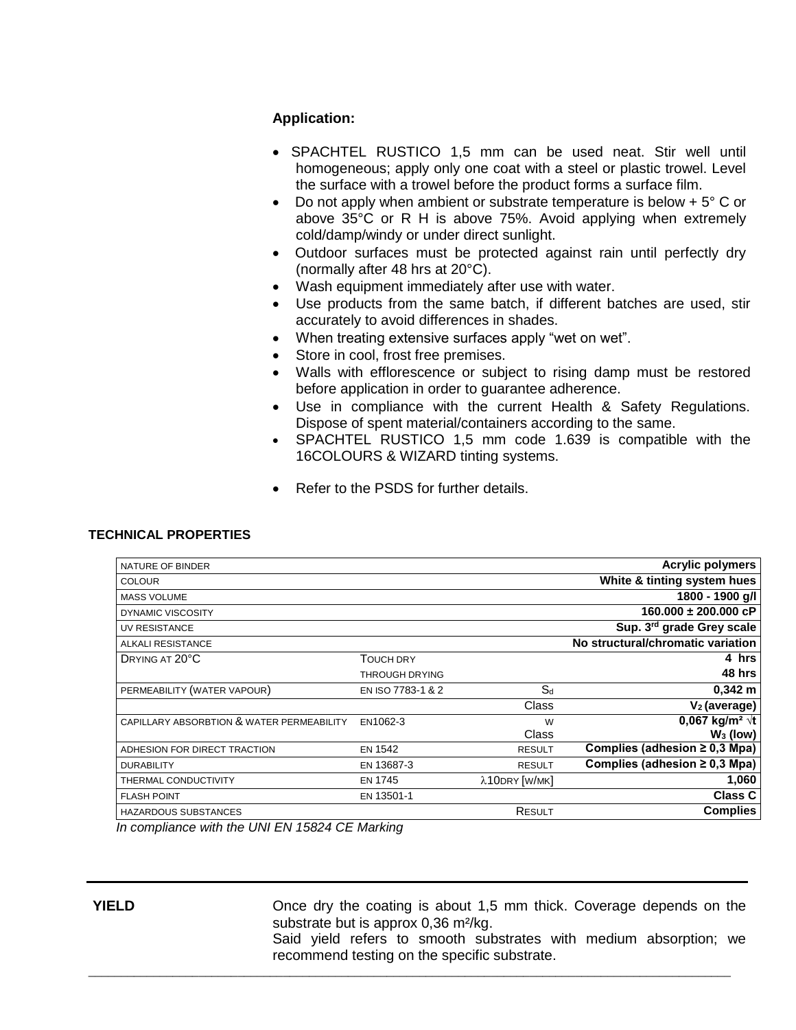**Application:**

- SPACHTEL RUSTICO 1,5 mm can be used neat. Stir well until homogeneous; apply only one coat with a steel or plastic trowel. Level the surface with a trowel before the product forms a surface film.
- Do not apply when ambient or substrate temperature is below + 5° C or above 35°C or R H is above 75%. Avoid applying when extremely cold/damp/windy or under direct sunlight.
- Outdoor surfaces must be protected against rain until perfectly dry (normally after 48 hrs at 20°C).
- Wash equipment immediately after use with water.
- Use products from the same batch, if different batches are used, stir accurately to avoid differences in shades.
- When treating extensive surfaces apply "wet on wet".
- Store in cool, frost free premises.
- Walls with efflorescence or subject to rising damp must be restored before application in order to guarantee adherence.
- Use in compliance with the current Health & Safety Regulations. Dispose of spent material/containers according to the same.
- SPACHTEL RUSTICO 1,5 mm code 1.639 is compatible with the 16COLOURS & WIZARD tinting systems.
- Refer to the PSDS for further details.

**TECHNICAL PROPERTIES**

| | | | |
|---|---|---|---|
| NATURE OF BINDER | | | **Acrylic polymers** |
| COLOUR | | | **White & tinting system hues** |
| MASS VOLUME | | | **1800 - 1900 g/l** |
| DYNAMIC VISCOSITY | | | **160.000 ± 200.000 cP** |
| UV RESISTANCE | | | **Sup. 3rd grade Grey scale** |
| ALKALI RESISTANCE | | | **No structural/chromatic variation** |
| DRYING AT 20°C | TOUCH DRY | | **4 hrs** |
| | THROUGH DRYING | | **48 hrs** |
| PERMEABILITY (WATER VAPOUR) | EN ISO 7783-1 & 2 | $S_d$ | **0,342 m** |
| | | Class | **$V_2$ (average)** |
| CAPILLARY ABSORBTION & WATER PERMEABILITY | EN1062-3 | W<br>Class | **0,067 kg/m² √t**<br>**$W_3$ (low)** |
| ADHESION FOR DIRECT TRACTION | EN 1542 | RESULT | **Complies (adhesion ≥ 0,3 Mpa)** |
| DURABILITY | EN 13687-3 | RESULT | **Complies (adhesion ≥ 0,3 Mpa)** |
| THERMAL CONDUCTIVITY | EN 1745 | $\lambda_{10DRY}$ [W/MK] | **1,060** |
| FLASH POINT | EN 13501-1 | | **Class C** |
| HAZARDOUS SUBSTANCES | | RESULT | **Complies** |

*In compliance with the UNI EN 15824 CE Marking*

**YIELD**

Once dry the coating is about 1,5 mm thick. Coverage depends on the substrate but is approx 0,36 m²/kg.
Said yield refers to smooth substrates with medium absorption; we recommend testing on the specific substrate.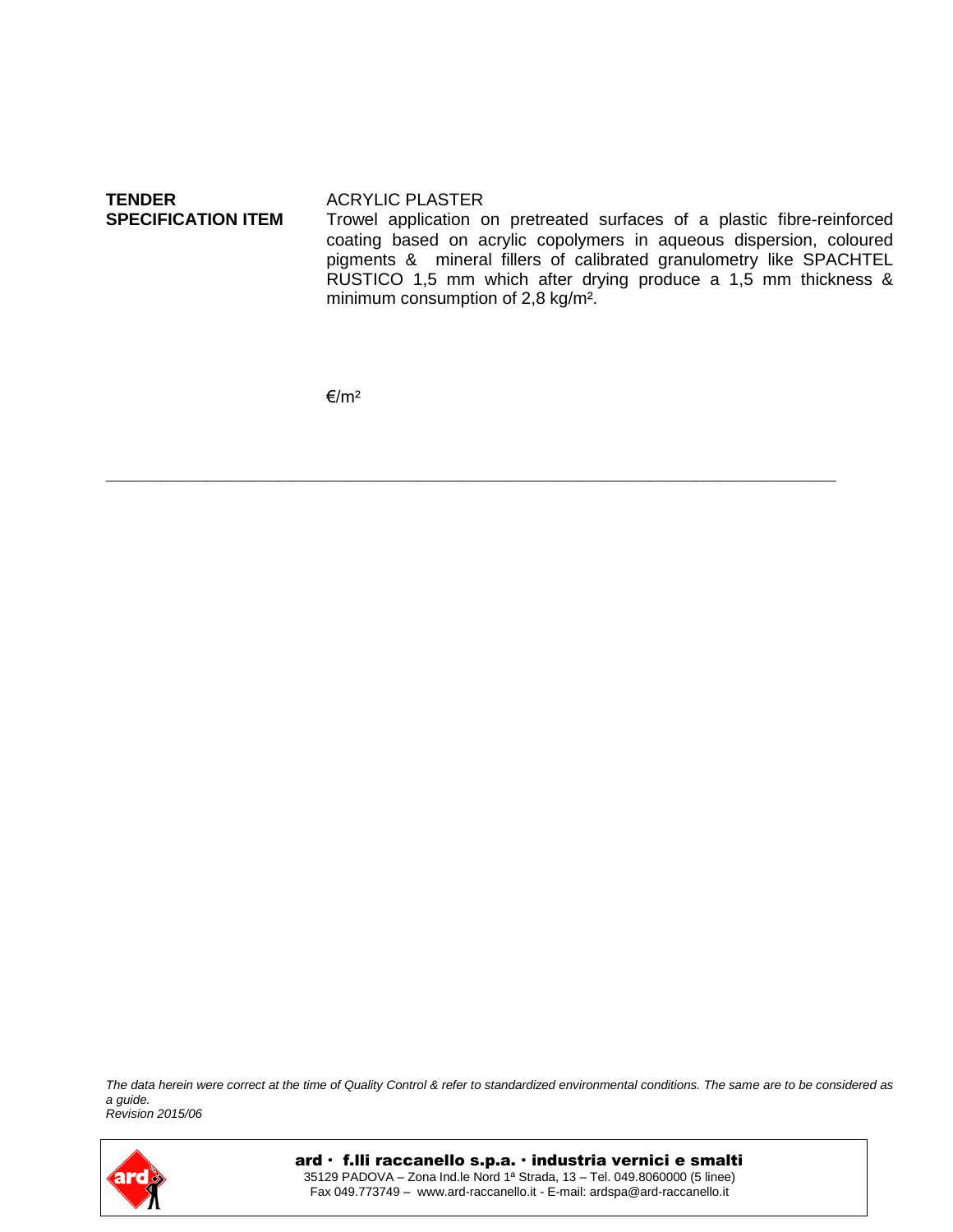**TENDER SPECIFICATION ITEM**

ACRYLIC PLASTER

Trowel application on pretreated surfaces of a plastic fibre-reinforced coating based on acrylic copolymers in aqueous dispersion, coloured pigments & mineral fillers of calibrated granulometry like SPACHTEL RUSTICO 1,5 mm which after drying produce a 1,5 mm thickness & minimum consumption of 2,8 kg/m².

€/m²

---

*The data herein were correct at the time of Quality Control & refer to standardized environmental conditions. The same are to be considered as a guide.*
*Revision 2015/06*

**ard · f.lli raccanello s.p.a. · industria vernici e smalti**
35129 PADOVA – Zona Ind.le Nord 1ª Strada, 13 – Tel. 049.8060000 (5 linee)
Fax 049.773749 – www.ard-raccanello.it - E-mail: ardspa@ard-raccanello.it